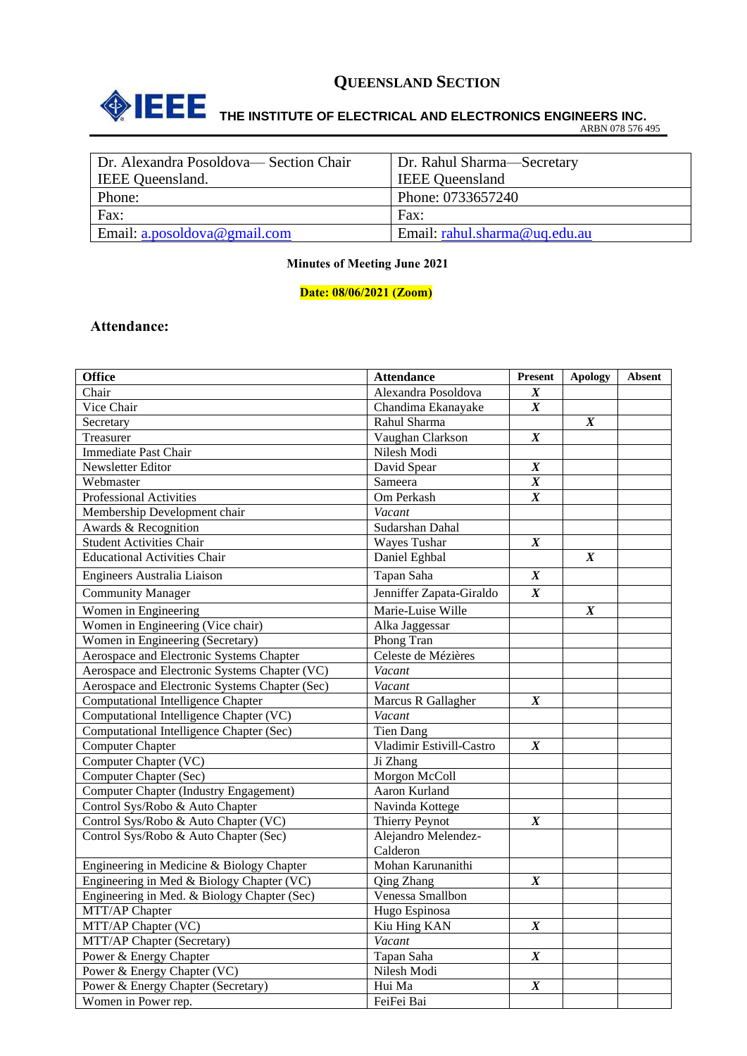# QUEENSLAND SECTION

**IEEE THE INSTITUTE OF ELECTRICAL AND ELECTRONICS ENGINEERS INC.**

ARBN 078 576 495

| Dr. Alexandra Posoldova— Section Chair IEEE Queensland. | Dr. Rahul Sharma—Secretary IEEE Queensland |
|---|---|
| Phone: | Phone: 0733657240 |
| Fax: | Fax: |
| Email: a.posoldova@gmail.com | Email: rahul.sharma@uq.edu.au |

**Minutes of Meeting June 2021**

**Date: 08/06/2021 (Zoom)**

## Attendance:

| Office | Attendance | Present | Apology | Absent |
|---|---|---|---|---|
| Chair | Alexandra Posoldova | *X* | | |
| Vice Chair | Chandima Ekanayake | *X* | | |
| Secretary | Rahul Sharma | | *X* | |
| Treasurer | Vaughan Clarkson | *X* | | |
| Immediate Past Chair | Nilesh Modi | | | |
| Newsletter Editor | David Spear | *X* | | |
| Webmaster | Sameera | *X* | | |
| Professional Activities | Om Perkash | *X* | | |
| Membership Development chair | *Vacant* | | | |
| Awards & Recognition | Sudarshan Dahal | | | |
| Student Activities Chair | Wayes Tushar | *X* | | |
| Educational Activities Chair | Daniel Eghbal | | *X* | |
| Engineers Australia Liaison | Tapan Saha | *X* | | |
| Community Manager | Jenniffer Zapata-Giraldo | *X* | | |
| Women in Engineering | Marie-Luise Wille | | *X* | |
| Women in Engineering (Vice chair) | Alka Jaggessar | | | |
| Women in Engineering (Secretary) | Phong Tran | | | |
| Aerospace and Electronic Systems Chapter | Celeste de Mézières | | | |
| Aerospace and Electronic Systems Chapter (VC) | *Vacant* | | | |
| Aerospace and Electronic Systems Chapter (Sec) | *Vacant* | | | |
| Computational Intelligence Chapter | Marcus R Gallagher | *X* | | |
| Computational Intelligence Chapter (VC) | *Vacant* | | | |
| Computational Intelligence Chapter (Sec) | Tien Dang | | | |
| Computer Chapter | Vladimir Estivill-Castro | *X* | | |
| Computer Chapter (VC) | Ji Zhang | | | |
| Computer Chapter (Sec) | Morgon McColl | | | |
| Computer Chapter (Industry Engagement) | Aaron Kurland | | | |
| Control Sys/Robo & Auto Chapter | Navinda Kottege | | | |
| Control Sys/Robo & Auto Chapter (VC) | Thierry Peynot | *X* | | |
| Control Sys/Robo & Auto Chapter (Sec) | Alejandro Melendez-Calderon | | | |
| Engineering in Medicine & Biology Chapter | Mohan Karunanithi | | | |
| Engineering in Med & Biology Chapter (VC) | Qing Zhang | *X* | | |
| Engineering in Med. & Biology Chapter (Sec) | Venessa Smallbon | | | |
| MTT/AP Chapter | Hugo Espinosa | | | |
| MTT/AP Chapter (VC) | Kiu Hing KAN | *X* | | |
| MTT/AP Chapter (Secretary) | *Vacant* | | | |
| Power & Energy Chapter | Tapan Saha | *X* | | |
| Power & Energy Chapter (VC) | Nilesh Modi | | | |
| Power & Energy Chapter (Secretary) | Hui Ma | *X* | | |
| Women in Power rep. | FeiFei Bai | | | |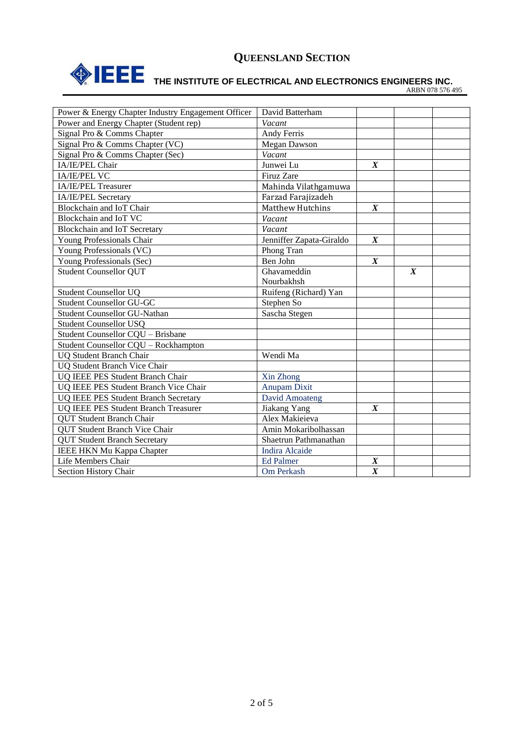# QUEENSLAND SECTION

## THE INSTITUTE OF ELECTRICAL AND ELECTRONICS ENGINEERS INC.

ARBN 078 576 495

| | | | | |
|---|---|---|---|---|
| Power & Energy Chapter Industry Engagement Officer | David Batterham | | | |
| Power and Energy Chapter (Student rep) | *Vacant* | | | |
| Signal Pro & Comms Chapter | Andy Ferris | | | |
| Signal Pro & Comms Chapter (VC) | Megan Dawson | | | |
| Signal Pro & Comms Chapter (Sec) | *Vacant* | | | |
| IA/IE/PEL Chair | Junwei Lu | ***X*** | | |
| IA/IE/PEL VC | Firuz Zare | | | |
| IA/IE/PEL Treasurer | Mahinda Vilathgamuwa | | | |
| IA/IE/PEL Secretary | Farzad Farajizadeh | | | |
| Blockchain and IoT Chair | Matthew Hutchins | ***X*** | | |
| Blockchain and IoT VC | *Vacant* | | | |
| Blockchain and IoT Secretary | *Vacant* | | | |
| Young Professionals Chair | Jenniffer Zapata-Giraldo | ***X*** | | |
| Young Professionals (VC) | Phong Tran | | | |
| Young Professionals (Sec) | Ben John | ***X*** | | |
| Student Counsellor QUT | Ghavameddin Nourbakhsh | | ***X*** | |
| Student Counsellor UQ | Ruifeng (Richard) Yan | | | |
| Student Counsellor GU-GC | Stephen So | | | |
| Student Counsellor GU-Nathan | Sascha Stegen | | | |
| Student Counsellor USQ | | | | |
| Student Counsellor CQU – Brisbane | | | | |
| Student Counsellor CQU – Rockhampton | | | | |
| UQ Student Branch Chair | Wendi Ma | | | |
| UQ Student Branch Vice Chair | | | | |
| UQ IEEE PES Student Branch Chair | Xin Zhong | | | |
| UQ IEEE PES Student Branch Vice Chair | Anupam Dixit | | | |
| UQ IEEE PES Student Branch Secretary | David Amoateng | | | |
| UQ IEEE PES Student Branch Treasurer | Jiakang Yang | ***X*** | | |
| QUT Student Branch Chair | Alex Makieieva | | | |
| QUT Student Branch Vice Chair | Amin Mokaribolhassan | | | |
| QUT Student Branch Secretary | Shaetrun Pathmanathan | | | |
| IEEE HKN Mu Kappa Chapter | Indira Alcaide | | | |
| Life Members Chair | Ed Palmer | ***X*** | | |
| Section History Chair | Om Perkash | ***X*** | | |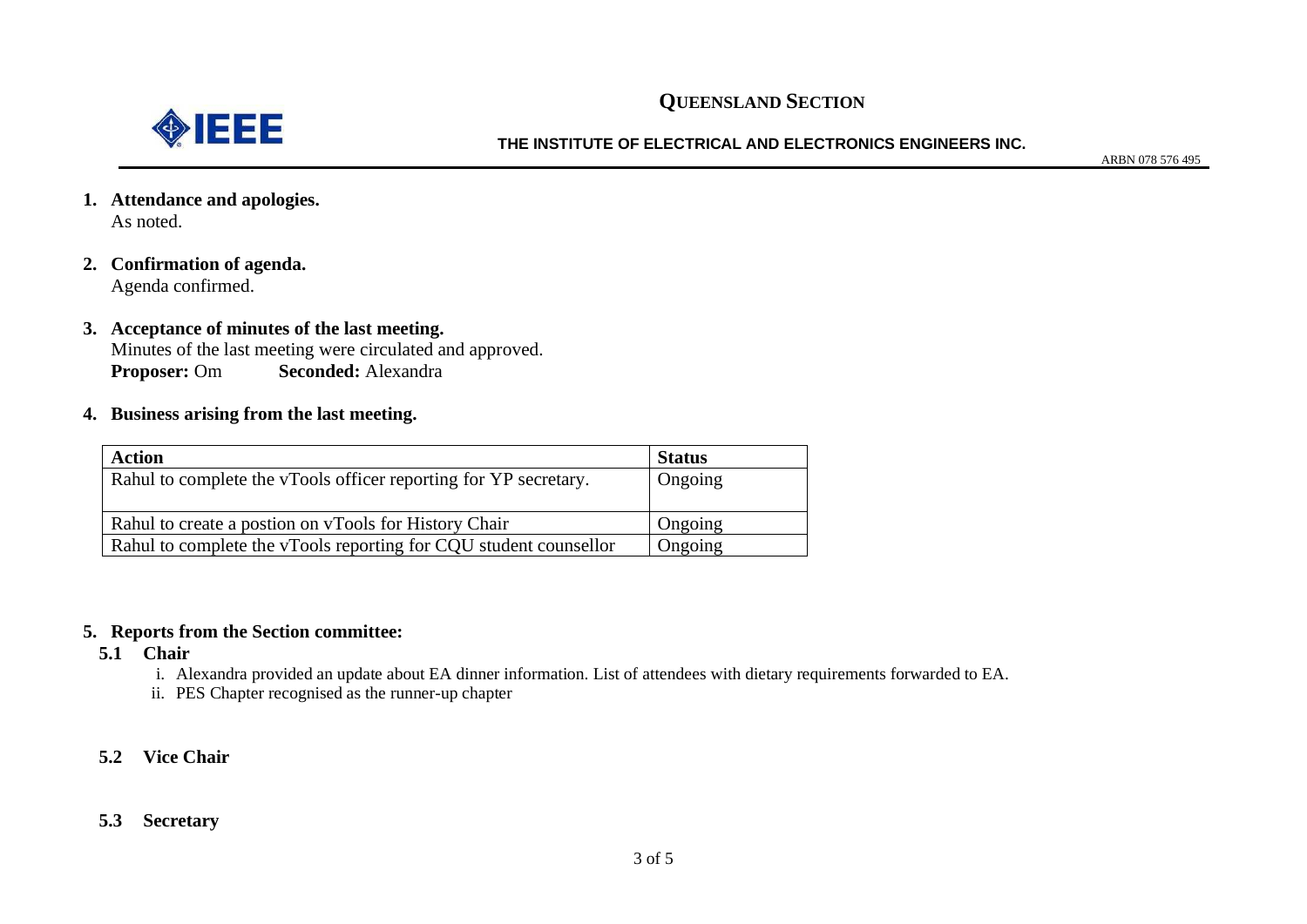1. **Attendance and apologies.**
   As noted.

2. **Confirmation of agenda.**
   Agenda confirmed.

3. **Acceptance of minutes of the last meeting.**
   Minutes of the last meeting were circulated and approved.
   **Proposer:** Om **Seconded:** Alexandra

4. **Business arising from the last meeting.**

| Action | Status |
| --- | --- |
| Rahul to complete the vTools officer reporting for YP secretary. | Ongoing |
| Rahul to create a postion on vTools for History Chair | Ongoing |
| Rahul to complete the vTools reporting for CQU student counsellor | Ongoing |

5. **Reports from the Section committee:**

**5.1 Chair**

i. Alexandra provided an update about EA dinner information. List of attendees with dietary requirements forwarded to EA.
ii. PES Chapter recognised as the runner-up chapter

**5.2 Vice Chair**

**5.3 Secretary**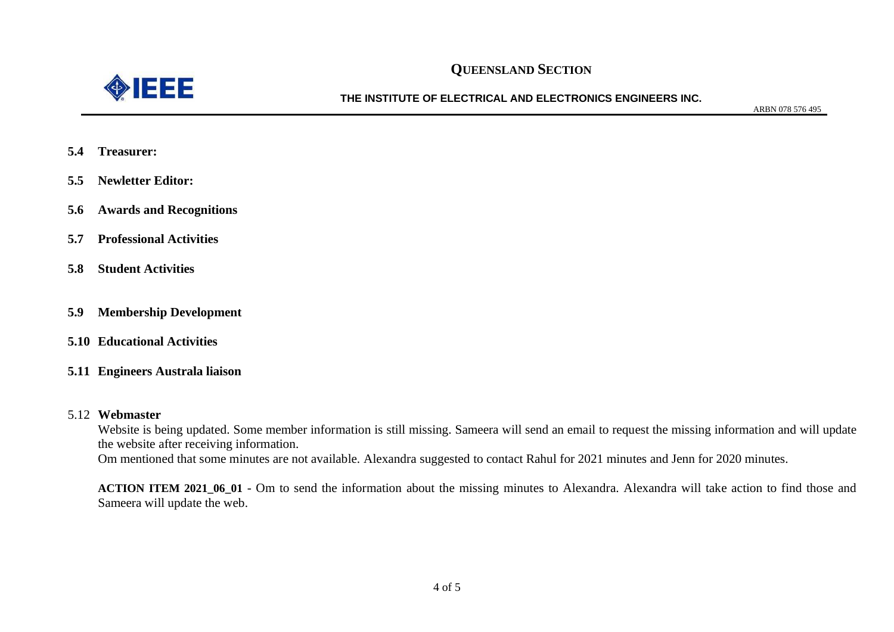**5.4 Treasurer:**

**5.5 Newletter Editor:**

**5.6 Awards and Recognitions**

**5.7 Professional Activities**

**5.8 Student Activities**

**5.9 Membership Development**

**5.10 Educational Activities**

**5.11 Engineers Australa liaison**

5.12 **Webmaster**

Website is being updated. Some member information is still missing. Sameera will send an email to request the missing information and will update the website after receiving information.

Om mentioned that some minutes are not available. Alexandra suggested to contact Rahul for 2021 minutes and Jenn for 2020 minutes.

**ACTION ITEM 2021_06_01** - Om to send the information about the missing minutes to Alexandra. Alexandra will take action to find those and Sameera will update the web.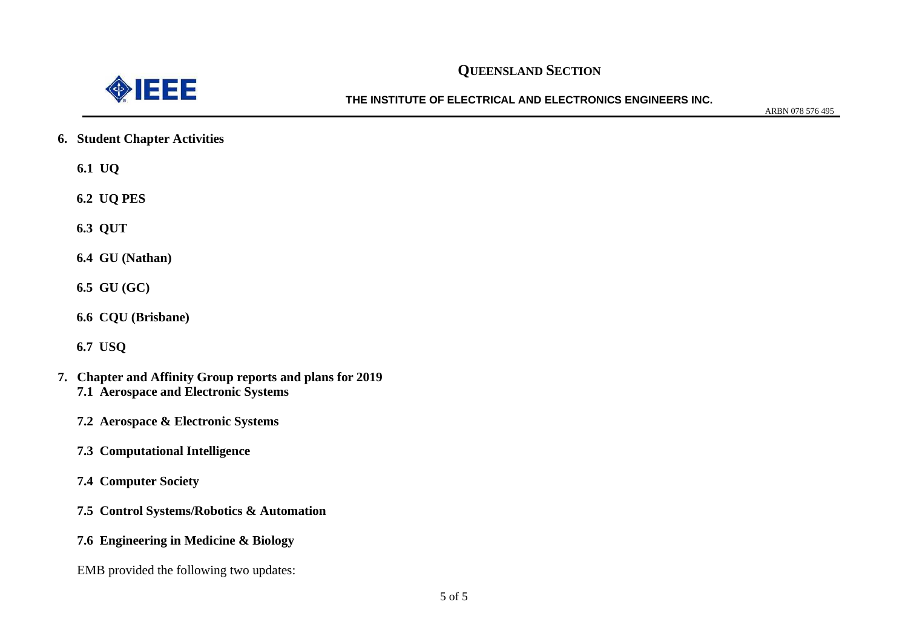## 6. Student Chapter Activities

### 6.1 UQ

### 6.2 UQ PES

### 6.3 QUT

### 6.4 GU (Nathan)

### 6.5 GU (GC)

### 6.6 CQU (Brisbane)

### 6.7 USQ

## 7. Chapter and Affinity Group reports and plans for 2019

### 7.1 Aerospace and Electronic Systems

### 7.2 Aerospace & Electronic Systems

### 7.3 Computational Intelligence

### 7.4 Computer Society

### 7.5 Control Systems/Robotics & Automation

### 7.6 Engineering in Medicine & Biology

EMB provided the following two updates: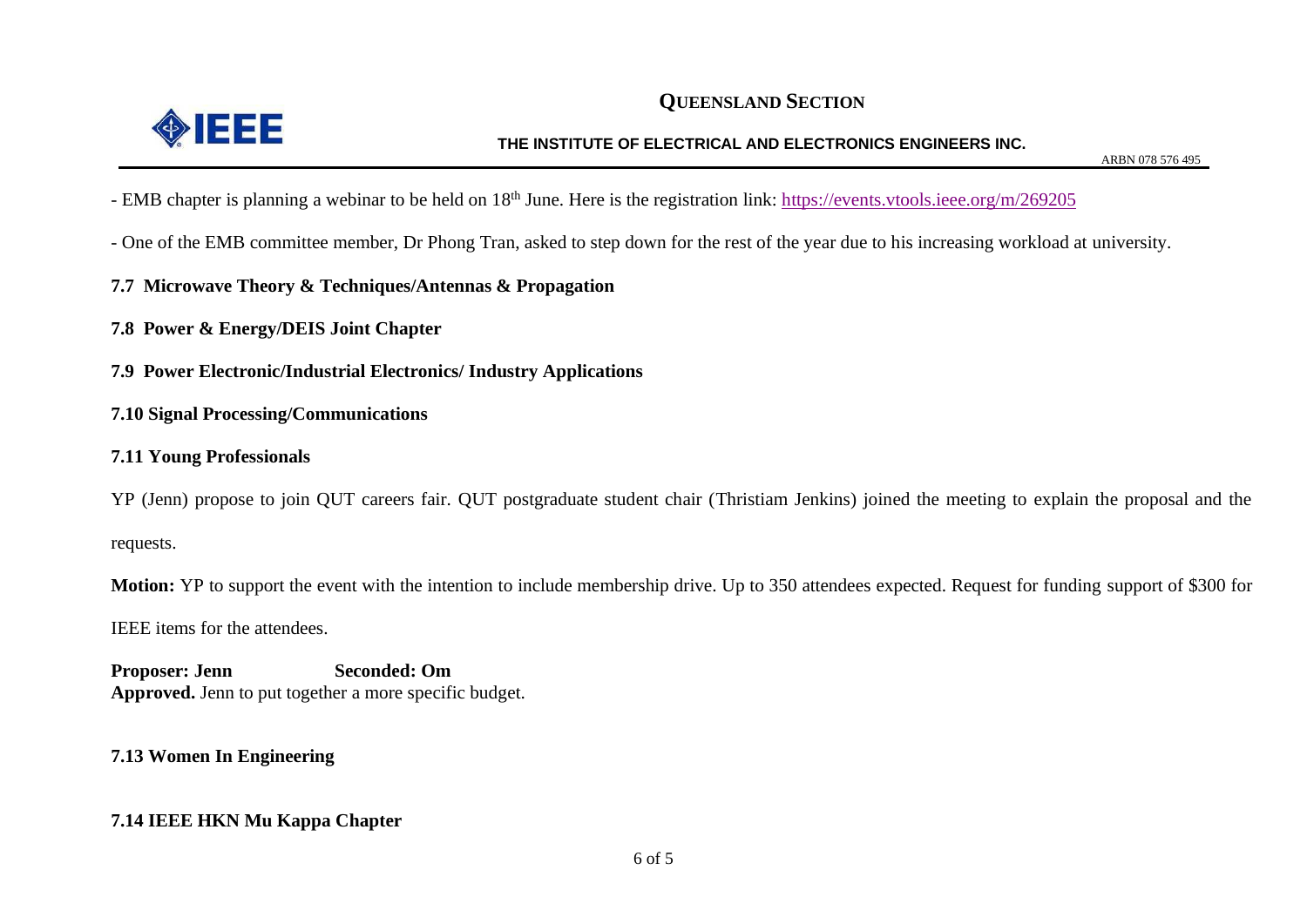- EMB chapter is planning a webinar to be held on 18th June. Here is the registration link: https://events.vtools.ieee.org/m/269205

- One of the EMB committee member, Dr Phong Tran, asked to step down for the rest of the year due to his increasing workload at university.

### 7.7 Microwave Theory & Techniques/Antennas & Propagation

### 7.8 Power & Energy/DEIS Joint Chapter

### 7.9 Power Electronic/Industrial Electronics/ Industry Applications

### 7.10 Signal Processing/Communications

### 7.11 Young Professionals

YP (Jenn) propose to join QUT careers fair. QUT postgraduate student chair (Thristiam Jenkins) joined the meeting to explain the proposal and the requests.

**Motion:** YP to support the event with the intention to include membership drive. Up to 350 attendees expected. Request for funding support of $300 for IEEE items for the attendees.

**Proposer: Jenn** **Seconded: Om**
**Approved.** Jenn to put together a more specific budget.

### 7.13 Women In Engineering

### 7.14 IEEE HKN Mu Kappa Chapter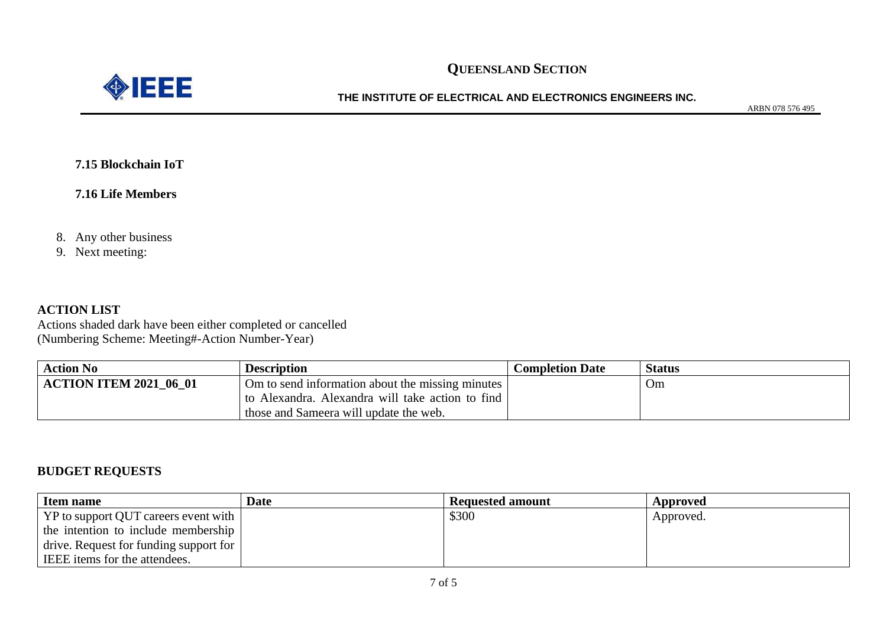**7.15 Blockchain IoT**

**7.16 Life Members**

8. Any other business
9. Next meeting:

**ACTION LIST**

Actions shaded dark have been either completed or cancelled
(Numbering Scheme: Meeting#-Action Number-Year)

| Action No | Description | Completion Date | Status |
|---|---|---|---|
| **ACTION ITEM 2021_06_01** | Om to send information about the missing minutes to Alexandra. Alexandra will take action to find those and Sameera will update the web. | | Om |

**BUDGET REQUESTS**

| Item name | Date | Requested amount | Approved |
|---|---|---|---|
| YP to support QUT careers event with the intention to include membership drive. Request for funding support for IEEE items for the attendees. | | $300 | Approved. |